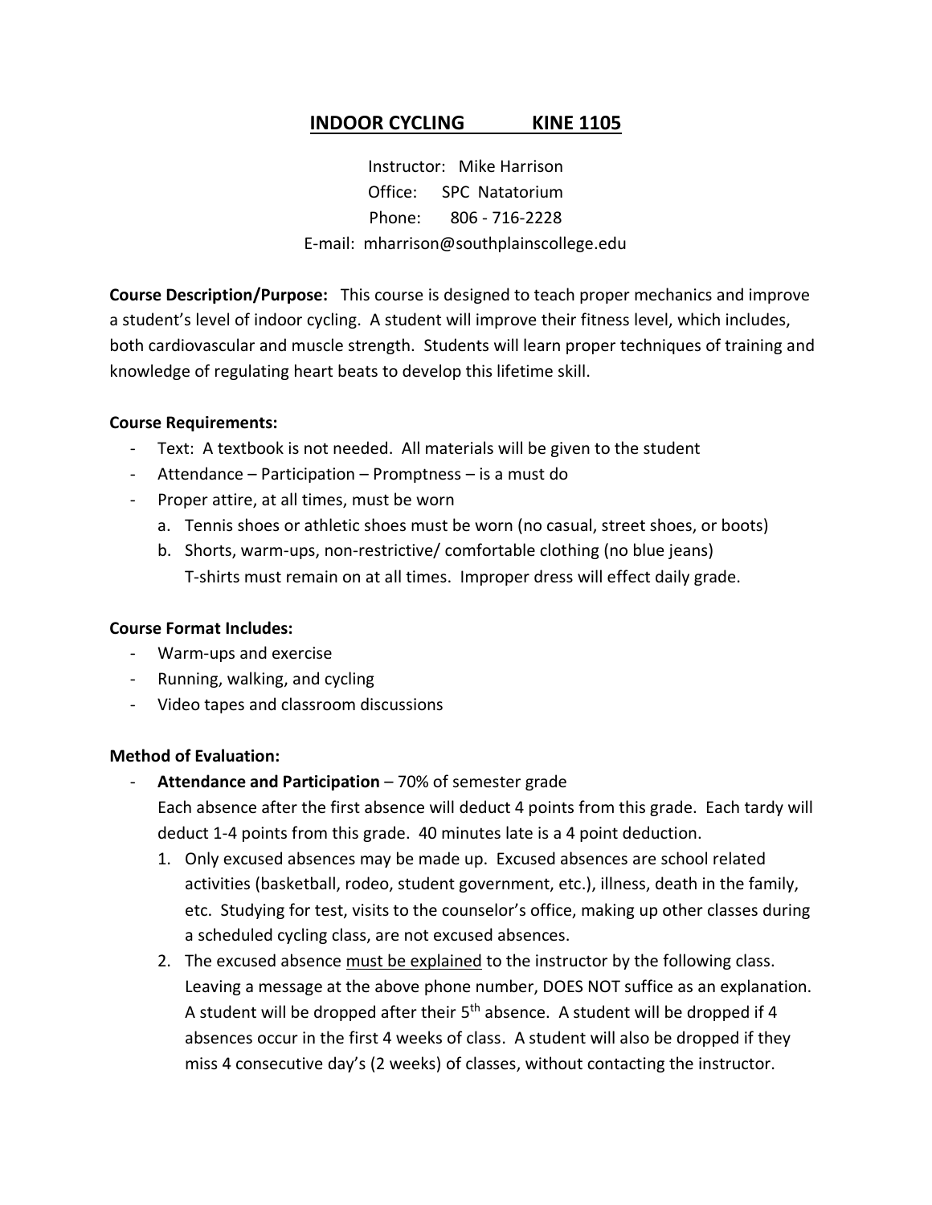# INDOOR CYCLING KINE 1105

Instructor: Mike Harrison
Office: SPC Natatorium
Phone: 806 - 716-2228
E-mail: mharrison@southplainscollege.edu

**Course Description/Purpose:** This course is designed to teach proper mechanics and improve a student's level of indoor cycling. A student will improve their fitness level, which includes, both cardiovascular and muscle strength. Students will learn proper techniques of training and knowledge of regulating heart beats to develop this lifetime skill.

**Course Requirements:**

- Text: A textbook is not needed. All materials will be given to the student
- Attendance – Participation – Promptness – is a must do
- Proper attire, at all times, must be worn
  a. Tennis shoes or athletic shoes must be worn (no casual, street shoes, or boots)
  b. Shorts, warm-ups, non-restrictive/ comfortable clothing (no blue jeans) T-shirts must remain on at all times. Improper dress will effect daily grade.

**Course Format Includes:**

- Warm-ups and exercise
- Running, walking, and cycling
- Video tapes and classroom discussions

**Method of Evaluation:**

- **Attendance and Participation** – 70% of semester grade
  Each absence after the first absence will deduct 4 points from this grade. Each tardy will deduct 1-4 points from this grade. 40 minutes late is a 4 point deduction.
  1. Only excused absences may be made up. Excused absences are school related activities (basketball, rodeo, student government, etc.), illness, death in the family, etc. Studying for test, visits to the counselor's office, making up other classes during a scheduled cycling class, are not excused absences.
  2. The excused absence <u>must be explained</u> to the instructor by the following class. Leaving a message at the above phone number, DOES NOT suffice as an explanation. A student will be dropped after their 5th absence. A student will be dropped if 4 absences occur in the first 4 weeks of class. A student will also be dropped if they miss 4 consecutive day's (2 weeks) of classes, without contacting the instructor.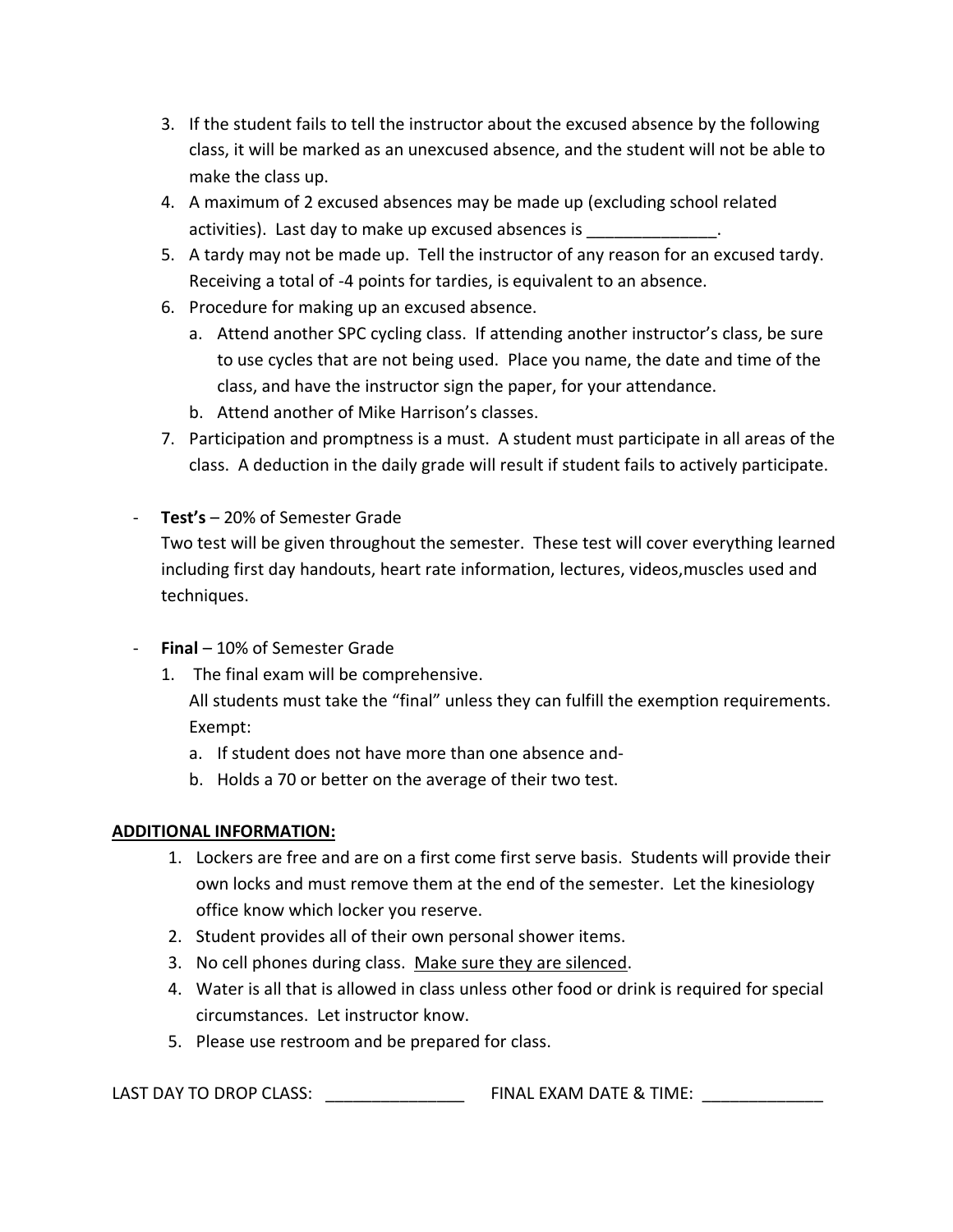3. If the student fails to tell the instructor about the excused absence by the following class, it will be marked as an unexcused absence, and the student will not be able to make the class up.
4. A maximum of 2 excused absences may be made up (excluding school related activities). Last day to make up excused absences is ______________.
5. A tardy may not be made up. Tell the instructor of any reason for an excused tardy. Receiving a total of -4 points for tardies, is equivalent to an absence.
6. Procedure for making up an excused absence.
   a. Attend another SPC cycling class. If attending another instructor's class, be sure to use cycles that are not being used. Place you name, the date and time of the class, and have the instructor sign the paper, for your attendance.
   b. Attend another of Mike Harrison's classes.
7. Participation and promptness is a must. A student must participate in all areas of the class. A deduction in the daily grade will result if student fails to actively participate.

- **Test's** – 20% of Semester Grade

  Two test will be given throughout the semester. These test will cover everything learned including first day handouts, heart rate information, lectures, videos,muscles used and techniques.

- **Final** – 10% of Semester Grade
  1. The final exam will be comprehensive.

     All students must take the "final" unless they can fulfill the exemption requirements.

     Exempt:

     a. If student does not have more than one absence and-
     b. Holds a 70 or better on the average of their two test.

**ADDITIONAL INFORMATION:**

1. Lockers are free and are on a first come first serve basis. Students will provide their own locks and must remove them at the end of the semester. Let the kinesiology office know which locker you reserve.
2. Student provides all of their own personal shower items.
3. No cell phones during class. Make sure they are silenced.
4. Water is all that is allowed in class unless other food or drink is required for special circumstances. Let instructor know.
5. Please use restroom and be prepared for class.

LAST DAY TO DROP CLASS: _______________ FINAL EXAM DATE & TIME: _____________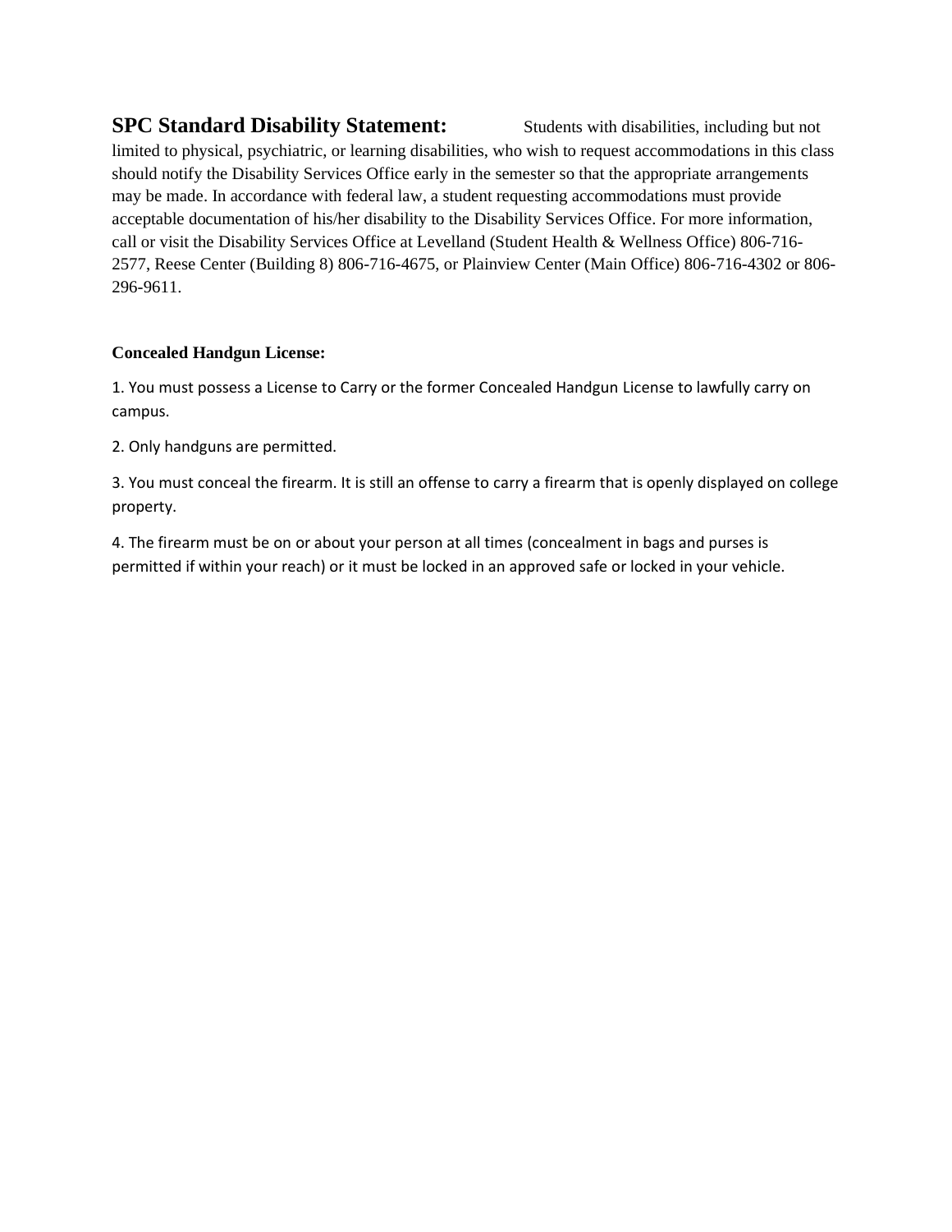**SPC Standard Disability Statement:** Students with disabilities, including but not limited to physical, psychiatric, or learning disabilities, who wish to request accommodations in this class should notify the Disability Services Office early in the semester so that the appropriate arrangements may be made. In accordance with federal law, a student requesting accommodations must provide acceptable documentation of his/her disability to the Disability Services Office. For more information, call or visit the Disability Services Office at Levelland (Student Health & Wellness Office) 806-716-2577, Reese Center (Building 8) 806-716-4675, or Plainview Center (Main Office) 806-716-4302 or 806-296-9611.

**Concealed Handgun License:**

1. You must possess a License to Carry or the former Concealed Handgun License to lawfully carry on campus.
2. Only handguns are permitted.
3. You must conceal the firearm. It is still an offense to carry a firearm that is openly displayed on college property.
4. The firearm must be on or about your person at all times (concealment in bags and purses is permitted if within your reach) or it must be locked in an approved safe or locked in your vehicle.